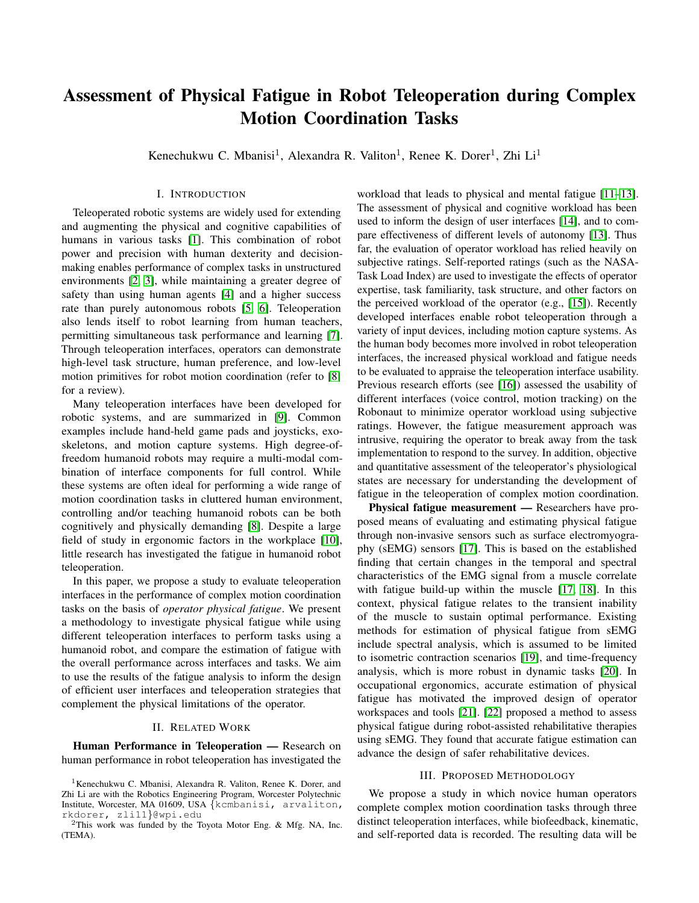# Assessment of Physical Fatigue in Robot Teleoperation during Complex Motion Coordination Tasks

Kenechukwu C. Mbanisi[1], Alexandra R. Valiton[1], Renee K. Dorer[1], Zhi Li[1]

## I. Introduction

Teleoperated robotic systems are widely used for extending and augmenting the physical and cognitive capabilities of humans in various tasks [1]. This combination of robot power and precision with human dexterity and decision-making enables performance of complex tasks in unstructured environments [2, 3], while maintaining a greater degree of safety than using human agents [4] and a higher success rate than purely autonomous robots [5, 6]. Teleoperation also lends itself to robot learning from human teachers, permitting simultaneous task performance and learning [7]. Through teleoperation interfaces, operators can demonstrate high-level task structure, human preference, and low-level motion primitives for robot motion coordination (refer to [8] for a review).

Many teleoperation interfaces have been developed for robotic systems, and are summarized in [9]. Common examples include hand-held game pads and joysticks, exoskeletons, and motion capture systems. High degree-of-freedom humanoid robots may require a multi-modal combination of interface components for full control. While these systems are often ideal for performing a wide range of motion coordination tasks in cluttered human environment, controlling and/or teaching humanoid robots can be both cognitively and physically demanding [8]. Despite a large field of study in ergonomic factors in the workplace [10], little research has investigated the fatigue in humanoid robot teleoperation.

In this paper, we propose a study to evaluate teleoperation interfaces in the performance of complex motion coordination tasks on the basis of *operator physical fatigue*. We present a methodology to investigate physical fatigue while using different teleoperation interfaces to perform tasks using a humanoid robot, and compare the estimation of fatigue with the overall performance across interfaces and tasks. We aim to use the results of the fatigue analysis to inform the design of efficient user interfaces and teleoperation strategies that complement the physical limitations of the operator.

## II. Related Work

**Human Performance in Teleoperation —** Research on human performance in robot teleoperation has investigated the workload that leads to physical and mental fatigue [11–13]. The assessment of physical and cognitive workload has been used to inform the design of user interfaces [14], and to compare effectiveness of different levels of autonomy [13]. Thus far, the evaluation of operator workload has relied heavily on subjective ratings. Self-reported ratings (such as the NASA-Task Load Index) are used to investigate the effects of operator expertise, task familiarity, task structure, and other factors on the perceived workload of the operator (e.g., [15]). Recently developed interfaces enable robot teleoperation through a variety of input devices, including motion capture systems. As the human body becomes more involved in robot teleoperation interfaces, the increased physical workload and fatigue needs to be evaluated to appraise the teleoperation interface usability. Previous research efforts (see [16]) assessed the usability of different interfaces (voice control, motion tracking) on the Robonaut to minimize operator workload using subjective ratings. However, the fatigue measurement approach was intrusive, requiring the operator to break away from the task implementation to respond to the survey. In addition, objective and quantitative assessment of the teleoperator's physiological states are necessary for understanding the development of fatigue in the teleoperation of complex motion coordination.

**Physical fatigue measurement —** Researchers have proposed means of evaluating and estimating physical fatigue through non-invasive sensors such as surface electromyography (sEMG) sensors [17]. This is based on the established finding that certain changes in the temporal and spectral characteristics of the EMG signal from a muscle correlate with fatigue build-up within the muscle [17, 18]. In this context, physical fatigue relates to the transient inability of the muscle to sustain optimal performance. Existing methods for estimation of physical fatigue from sEMG include spectral analysis, which is assumed to be limited to isometric contraction scenarios [19], and time-frequency analysis, which is more robust in dynamic tasks [20]. In occupational ergonomics, accurate estimation of physical fatigue has motivated the improved design of operator workspaces and tools [21]. [22] proposed a method to assess physical fatigue during robot-assisted rehabilitative therapies using sEMG. They found that accurate fatigue estimation can advance the design of safer rehabilitative devices.

## III. Proposed Methodology

We propose a study in which novice human operators complete complex motion coordination tasks through three distinct teleoperation interfaces, while biofeedback, kinematic, and self-reported data is recorded. The resulting data will be

---

[1]Kenechukwu C. Mbanisi, Alexandra R. Valiton, Renee K. Dorer, and Zhi Li are with the Robotics Engineering Program, Worcester Polytechnic Institute, Worcester, MA 01609, USA {kcmbanisi, arvaliton, rkdorer, zli11}@wpi.edu

[2]This work was funded by the Toyota Motor Eng. & Mfg. NA, Inc. (TEMA).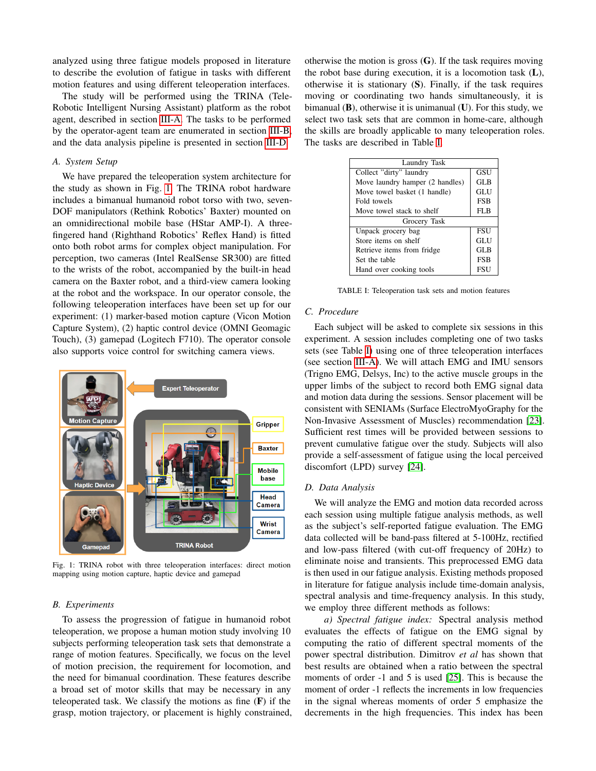analyzed using three fatigue models proposed in literature to describe the evolution of fatigue in tasks with different motion features and using different teleoperation interfaces.

The study will be performed using the TRINA (Tele-Robotic Intelligent Nursing Assistant) platform as the robot agent, described in section III-A. The tasks to be performed by the operator-agent team are enumerated in section III-B, and the data analysis pipeline is presented in section III-D.

### A. System Setup

We have prepared the teleoperation system architecture for the study as shown in Fig. 1. The TRINA robot hardware includes a bimanual humanoid robot torso with two, seven-DOF manipulators (Rethink Robotics' Baxter) mounted on an omnidirectional mobile base (HStar AMP-I). A three-fingered hand (Righthand Robotics' Reflex Hand) is fitted onto both robot arms for complex object manipulation. For perception, two cameras (Intel RealSense SR300) are fitted to the wrists of the robot, accompanied by the built-in head camera on the Baxter robot, and a third-view camera looking at the robot and the workspace. In our operator console, the following teleoperation interfaces have been set up for our experiment: (1) marker-based motion capture (Vicon Motion Capture System), (2) haptic control device (OMNI Geomagic Touch), (3) gamepad (Logitech F710). The operator console also supports voice control for switching camera views.

Fig. 1: TRINA robot with three teleoperation interfaces: direct motion mapping using motion capture, haptic device and gamepad

### B. Experiments

To assess the progression of fatigue in humanoid robot teleoperation, we propose a human motion study involving 10 subjects performing teleoperation task sets that demonstrate a range of motion features. Specifically, we focus on the level of motion precision, the requirement for locomotion, and the need for bimanual coordination. These features describe a broad set of motor skills that may be necessary in any teleoperated task. We classify the motions as fine (**F**) if the grasp, motion trajectory, or placement is highly constrained, otherwise the motion is gross (**G**). If the task requires moving the robot base during execution, it is a locomotion task (**L**), otherwise it is stationary (**S**). Finally, if the task requires moving or coordinating two hands simultaneously, it is bimanual (**B**), otherwise it is unimanual (**U**). For this study, we select two task sets that are common in home-care, although the skills are broadly applicable to many teleoperation roles. The tasks are described in Table I.

| Laundry Task | |
|---|---|
| Collect "dirty" laundry | GSU |
| Move laundry hamper (2 handles) | GLB |
| Move towel basket (1 handle) | GLU |
| Fold towels | FSB |
| Move towel stack to shelf | FLB |
| **Grocery Task** | |
| Unpack grocery bag | FSU |
| Store items on shelf | GLU |
| Retrieve items from fridge | GLB |
| Set the table | FSB |
| Hand over cooking tools | FSU |

TABLE I: Teleoperation task sets and motion features

### C. Procedure

Each subject will be asked to complete six sessions in this experiment. A session includes completing one of two tasks sets (see Table I) using one of three teleoperation interfaces (see section III-A). We will attach EMG and IMU sensors (Trigno EMG, Delsys, Inc) to the active muscle groups in the upper limbs of the subject to record both EMG signal data and motion data during the sessions. Sensor placement will be consistent with SENIAMs (Surface ElectroMyoGraphy for the Non-Invasive Assessment of Muscles) recommendation [23]. Sufficient rest times will be provided between sessions to prevent cumulative fatigue over the study. Subjects will also provide a self-assessment of fatigue using the local perceived discomfort (LPD) survey [24].

### D. Data Analysis

We will analyze the EMG and motion data recorded across each session using multiple fatigue analysis methods, as well as the subject's self-reported fatigue evaluation. The EMG data collected will be band-pass filtered at 5-100Hz, rectified and low-pass filtered (with cut-off frequency of 20Hz) to eliminate noise and transients. This preprocessed EMG data is then used in our fatigue analysis. Existing methods proposed in literature for fatigue analysis include time-domain analysis, spectral analysis and time-frequency analysis. In this study, we employ three different methods as follows:

*a) Spectral fatigue index:* Spectral analysis method evaluates the effects of fatigue on the EMG signal by computing the ratio of different spectral moments of the power spectral distribution. Dimitrov *et al* has shown that best results are obtained when a ratio between the spectral moments of order -1 and 5 is used [25]. This is because the moment of order -1 reflects the increments in low frequencies in the signal whereas moments of order 5 emphasize the decrements in the high frequencies. This index has been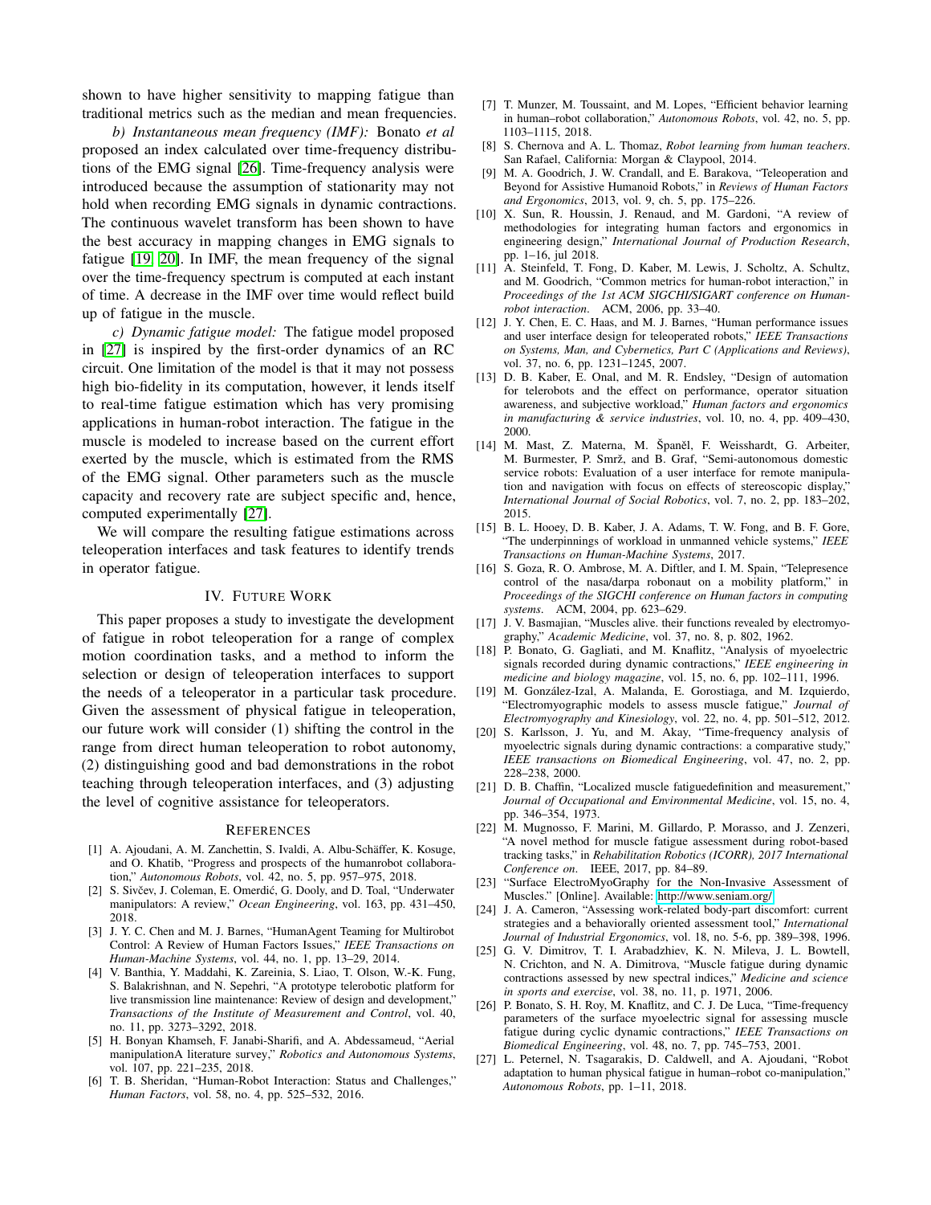shown to have higher sensitivity to mapping fatigue than traditional metrics such as the median and mean frequencies.

*b) Instantaneous mean frequency (IMF):* Bonato *et al* proposed an index calculated over time-frequency distributions of the EMG signal [26]. Time-frequency analysis were introduced because the assumption of stationarity may not hold when recording EMG signals in dynamic contractions. The continuous wavelet transform has been shown to have the best accuracy in mapping changes in EMG signals to fatigue [19] [20]. In IMF, the mean frequency of the signal over the time-frequency spectrum is computed at each instant of time. A decrease in the IMF over time would reflect build up of fatigue in the muscle.

*c) Dynamic fatigue model:* The fatigue model proposed in [27] is inspired by the first-order dynamics of an RC circuit. One limitation of the model is that it may not possess high bio-fidelity in its computation, however, it lends itself to real-time fatigue estimation which has very promising applications in human-robot interaction. The fatigue in the muscle is modeled to increase based on the current effort exerted by the muscle, which is estimated from the RMS of the EMG signal. Other parameters such as the muscle capacity and recovery rate are subject specific and, hence, computed experimentally [27].

We will compare the resulting fatigue estimations across teleoperation interfaces and task features to identify trends in operator fatigue.

## IV. Future Work

This paper proposes a study to investigate the development of fatigue in robot teleoperation for a range of complex motion coordination tasks, and a method to inform the selection or design of teleoperation interfaces to support the needs of a teleoperator in a particular task procedure. Given the assessment of physical fatigue in teleoperation, our future work will consider (1) shifting the control in the range from direct human teleoperation to robot autonomy, (2) distinguishing good and bad demonstrations in the robot teaching through teleoperation interfaces, and (3) adjusting the level of cognitive assistance for teleoperators.

## References

[1] A. Ajoudani, A. M. Zanchettin, S. Ivaldi, A. Albu-Schäffer, K. Kosuge, and O. Khatib, "Progress and prospects of the humanrobot collaboration," *Autonomous Robots*, vol. 42, no. 5, pp. 957–975, 2018.

[2] S. Sivčev, J. Coleman, E. Omerdić, G. Dooly, and D. Toal, "Underwater manipulators: A review," *Ocean Engineering*, vol. 163, pp. 431–450, 2018.

[3] J. Y. C. Chen and M. J. Barnes, "HumanAgent Teaming for Multirobot Control: A Review of Human Factors Issues," *IEEE Transactions on Human-Machine Systems*, vol. 44, no. 1, pp. 13–29, 2014.

[4] V. Banthia, Y. Maddahi, K. Zareinia, S. Liao, T. Olson, W.-K. Fung, S. Balakrishnan, and N. Sepehri, "A prototype telerobotic platform for live transmission line maintenance: Review of design and development," *Transactions of the Institute of Measurement and Control*, vol. 40, no. 11, pp. 3273–3292, 2018.

[5] H. Bonyan Khamseh, F. Janabi-Sharifi, and A. Abdessameud, "Aerial manipulationA literature survey," *Robotics and Autonomous Systems*, vol. 107, pp. 221–235, 2018.

[6] T. B. Sheridan, "Human-Robot Interaction: Status and Challenges," *Human Factors*, vol. 58, no. 4, pp. 525–532, 2016.

[7] T. Munzer, M. Toussaint, and M. Lopes, "Efficient behavior learning in human–robot collaboration," *Autonomous Robots*, vol. 42, no. 5, pp. 1103–1115, 2018.

[8] S. Chernova and A. L. Thomaz, *Robot learning from human teachers*. San Rafael, California: Morgan & Claypool, 2014.

[9] M. A. Goodrich, J. W. Crandall, and E. Barakova, "Teleoperation and Beyond for Assistive Humanoid Robots," in *Reviews of Human Factors and Ergonomics*, 2013, vol. 9, ch. 5, pp. 175–226.

[10] X. Sun, R. Houssin, J. Renaud, and M. Gardoni, "A review of methodologies for integrating human factors and ergonomics in engineering design," *International Journal of Production Research*, pp. 1–16, jul 2018.

[11] A. Steinfeld, T. Fong, D. Kaber, M. Lewis, J. Scholtz, A. Schultz, and M. Goodrich, "Common metrics for human-robot interaction," in *Proceedings of the 1st ACM SIGCHI/SIGART conference on Human-robot interaction*. ACM, 2006, pp. 33–40.

[12] J. Y. Chen, E. C. Haas, and M. J. Barnes, "Human performance issues and user interface design for teleoperated robots," *IEEE Transactions on Systems, Man, and Cybernetics, Part C (Applications and Reviews)*, vol. 37, no. 6, pp. 1231–1245, 2007.

[13] D. B. Kaber, E. Onal, and M. R. Endsley, "Design of automation for telerobots and the effect on performance, operator situation awareness, and subjective workload," *Human factors and ergonomics in manufacturing & service industries*, vol. 10, no. 4, pp. 409–430, 2000.

[14] M. Mast, Z. Materna, M. Španěl, F. Weisshardt, G. Arbeiter, M. Burmester, P. Smrž, and B. Graf, "Semi-autonomous domestic service robots: Evaluation of a user interface for remote manipulation and navigation with focus on effects of stereoscopic display," *International Journal of Social Robotics*, vol. 7, no. 2, pp. 183–202, 2015.

[15] B. L. Hooey, D. B. Kaber, J. A. Adams, T. W. Fong, and B. F. Gore, "The underpinnings of workload in unmanned vehicle systems," *IEEE Transactions on Human-Machine Systems*, 2017.

[16] S. Goza, R. O. Ambrose, M. A. Diftler, and I. M. Spain, "Telepresence control of the nasa/darpa robonaut on a mobility platform," in *Proceedings of the SIGCHI conference on Human factors in computing systems*. ACM, 2004, pp. 623–629.

[17] J. V. Basmajian, "Muscles alive. their functions revealed by electromyography," *Academic Medicine*, vol. 37, no. 8, p. 802, 1962.

[18] P. Bonato, G. Gagliati, and M. Knaflitz, "Analysis of myoelectric signals recorded during dynamic contractions," *IEEE engineering in medicine and biology magazine*, vol. 15, no. 6, pp. 102–111, 1996.

[19] M. González-Izal, A. Malanda, E. Gorostiaga, and M. Izquierdo, "Electromyographic models to assess muscle fatigue," *Journal of Electromyography and Kinesiology*, vol. 22, no. 4, pp. 501–512, 2012.

[20] S. Karlsson, J. Yu, and M. Akay, "Time-frequency analysis of myoelectric signals during dynamic contractions: a comparative study," *IEEE transactions on Biomedical Engineering*, vol. 47, no. 2, pp. 228–238, 2000.

[21] D. B. Chaffin, "Localized muscle fatiguedefinition and measurement," *Journal of Occupational and Environmental Medicine*, vol. 15, no. 4, pp. 346–354, 1973.

[22] M. Mugnosso, F. Marini, M. Gillardo, P. Morasso, and J. Zenzeri, "A novel method for muscle fatigue assessment during robot-based tracking tasks," in *Rehabilitation Robotics (ICORR), 2017 International Conference on*. IEEE, 2017, pp. 84–89.

[23] "Surface ElectroMyoGraphy for the Non-Invasive Assessment of Muscles." [Online]. Available: http://www.seniam.org/

[24] J. A. Cameron, "Assessing work-related body-part discomfort: current strategies and a behaviorally oriented assessment tool," *International Journal of Industrial Ergonomics*, vol. 18, no. 5-6, pp. 389–398, 1996.

[25] G. V. Dimitrov, T. I. Arabadzhiev, K. N. Mileva, J. L. Bowtell, N. Crichton, and N. A. Dimitrova, "Muscle fatigue during dynamic contractions assessed by new spectral indices," *Medicine and science in sports and exercise*, vol. 38, no. 11, p. 1971, 2006.

[26] P. Bonato, S. H. Roy, M. Knaflitz, and C. J. De Luca, "Time-frequency parameters of the surface myoelectric signal for assessing muscle fatigue during cyclic dynamic contractions," *IEEE Transactions on Biomedical Engineering*, vol. 48, no. 7, pp. 745–753, 2001.

[27] L. Peternel, N. Tsagarakis, D. Caldwell, and A. Ajoudani, "Robot adaptation to human physical fatigue in human–robot co-manipulation," *Autonomous Robots*, pp. 1–11, 2018.